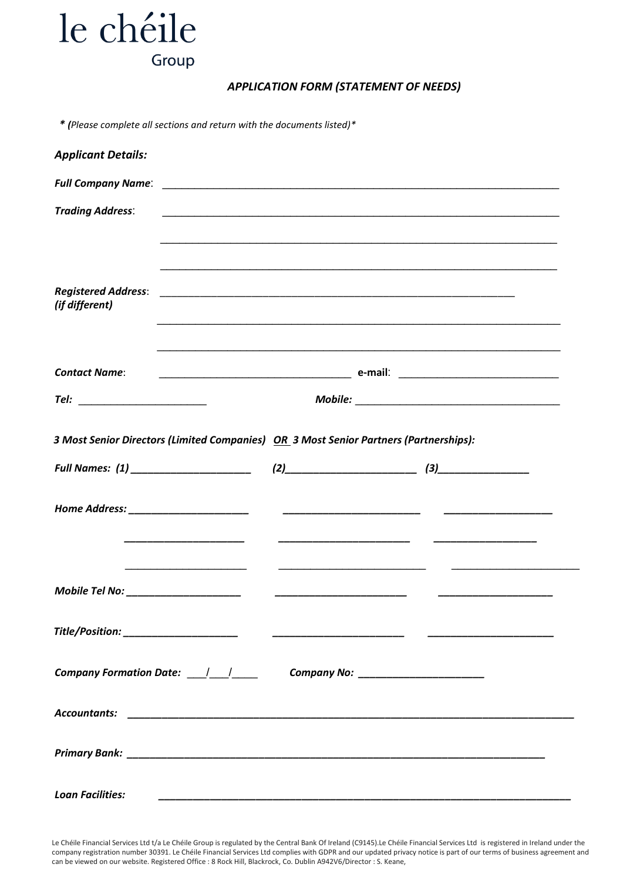le chéile
Group

### *APPLICATION FORM (STATEMENT OF NEEDS)*

***(**Please complete all sections and return with the documents listed)**

***Applicant Details:***

***Full Company Name***: ______________________________________________

***Trading Address***: ______________________________________________

______________________________________________

______________________________________________

***Registered Address***: ______________________________________________
***(if different)***

______________________________________________

______________________________________________

***Contact Name***: ______________________ **e-mail**: ______________________

***Tel:*** ______________________ ***Mobile:*** ______________________

***3 Most Senior Directors (Limited Companies) OR 3 Most Senior Partners (Partnerships):***

***Full Names: (1)*** ______________________ ***(2)***______________________ ***(3)***______________________

***Home Address:*** ______________________ ______________________ ______________________

______________________ ______________________ ______________________

______________________ ______________________ ______________________

***Mobile Tel No:*** ______________________ ______________________ ______________________

***Title/Position:*** ______________________ ______________________ ______________________

***Company Formation Date:*** ___/___/____ ***Company No:*** ______________________

***Accountants:*** ______________________________________________

***Primary Bank:*** ______________________________________________

***Loan Facilities:*** ______________________________________________

Le Chéile Financial Services Ltd t/a Le Chéile Group is regulated by the Central Bank Of Ireland (C9145).Le Chéile Financial Services Ltd is registered in Ireland under the company registration number 30391. Le Chéile Financial Services Ltd complies with GDPR and our updated privacy notice is part of our terms of business agreement and can be viewed on our website. Registered Office : 8 Rock Hill, Blackrock, Co. Dublin A942V6/Director : S. Keane,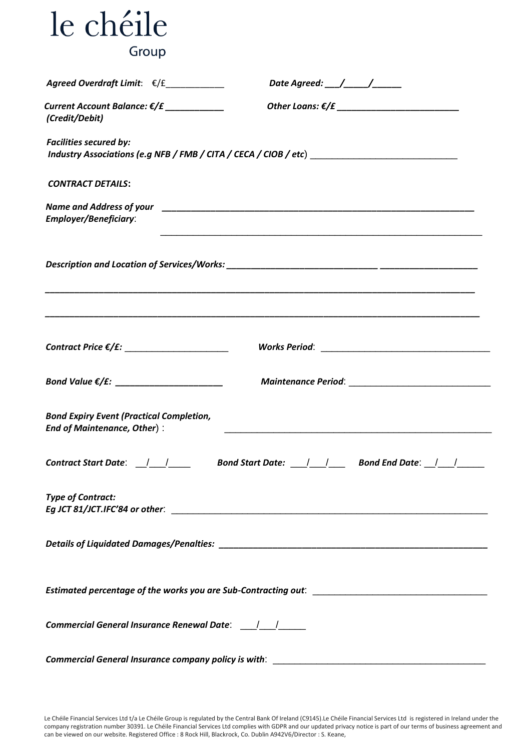# le chéile

Group

***Agreed Overdraft Limit***: €/£___________ ***Date Agreed: ___/_____/______***

***Current Account Balance: €/£ ___________*** ***Other Loans: €/£ ________________________***
***(Credit/Debit)***

***Facilities secured by:***
***Industry Associations (e.g NFB / FMB / CITA / CECA / CIOB / etc***) _____________________________

***CONTRACT DETAILS*:**

***Name and Address of your Employer/Beneficiary***: ______________________________________________________________

______________________________________________________________

***Description and Location of Services/Works: ______________________________ ___________________***

***______________________________________________________________________________________***

***______________________________________________________________________________________***

***Contract Price €/£:*** _____________________ ***Works Period***: __________________________________

***Bond Value €/£: _____________________*** ***Maintenance Period***: ____________________________

***Bond Expiry Event (Practical Completion, End of Maintenance, Other***) : ______________________________________________________

***Contract Start Date***: __/___/____ ***Bond Start Date: ___/___/___*** ***Bond End Date***: __/___/_____

***Type of Contract:***
***Eg JCT 81/JCT.IFC'84 or other***: _________________________________________________________________

***Details of Liquidated Damages/Penalties: _____________________________________________________***

***Estimated percentage of the works you are Sub-Contracting out***: __________________________________

***Commercial General Insurance Renewal Date***: ___/___/_____

***Commercial General Insurance company policy is with***: __________________________________________

Le Chéile Financial Services Ltd t/a Le Chéile Group is regulated by the Central Bank Of Ireland (C9145).Le Chéile Financial Services Ltd is registered in Ireland under the company registration number 30391. Le Chéile Financial Services Ltd complies with GDPR and our updated privacy notice is part of our terms of business agreement and can be viewed on our website. Registered Office : 8 Rock Hill, Blackrock, Co. Dublin A942V6/Director : S. Keane,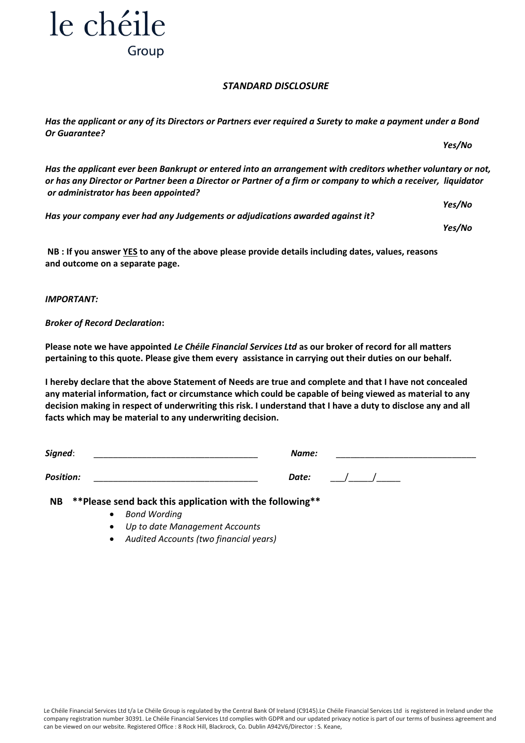le chéile
Group

## *STANDARD DISCLOSURE*

***Has the applicant or any of its Directors or Partners ever required a Surety to make a payment under a Bond Or Guarantee?***

***Yes/No***

***Has the applicant ever been Bankrupt or entered into an arrangement with creditors whether voluntary or not, or has any Director or Partner been a Director or Partner of a firm or company to which a receiver, liquidator or administrator has been appointed?***

***Yes/No***

***Has your company ever had any Judgements or adjudications awarded against it?***

***Yes/No***

**NB : If you answer YES to any of the above please provide details including dates, values, reasons and outcome on a separate page.**

***IMPORTANT:***

***Broker of Record Declaration*:**

**Please note we have appointed *Le Chéile Financial Services Ltd* as our broker of record for all matters pertaining to this quote. Please give them every assistance in carrying out their duties on our behalf.**

**I hereby declare that the above Statement of Needs are true and complete and that I have not concealed any material information, fact or circumstance which could be capable of being viewed as material to any decision making in respect of underwriting this risk. I understand that I have a duty to disclose any and all facts which may be material to any underwriting decision.**

***Signed*:** ___________________________________ ***Name:*** ______________________________

***Position:*** ___________________________________ ***Date:*** ___/_____/_____

**NB \*\*Please send back this application with the following\*\***

- *Bond Wording*
- *Up to date Management Accounts*
- *Audited Accounts (two financial years)*

Le Chéile Financial Services Ltd t/a Le Chéile Group is regulated by the Central Bank Of Ireland (C9145).Le Chéile Financial Services Ltd is registered in Ireland under the company registration number 30391. Le Chéile Financial Services Ltd complies with GDPR and our updated privacy notice is part of our terms of business agreement and can be viewed on our website. Registered Office : 8 Rock Hill, Blackrock, Co. Dublin A942V6/Director : S. Keane,